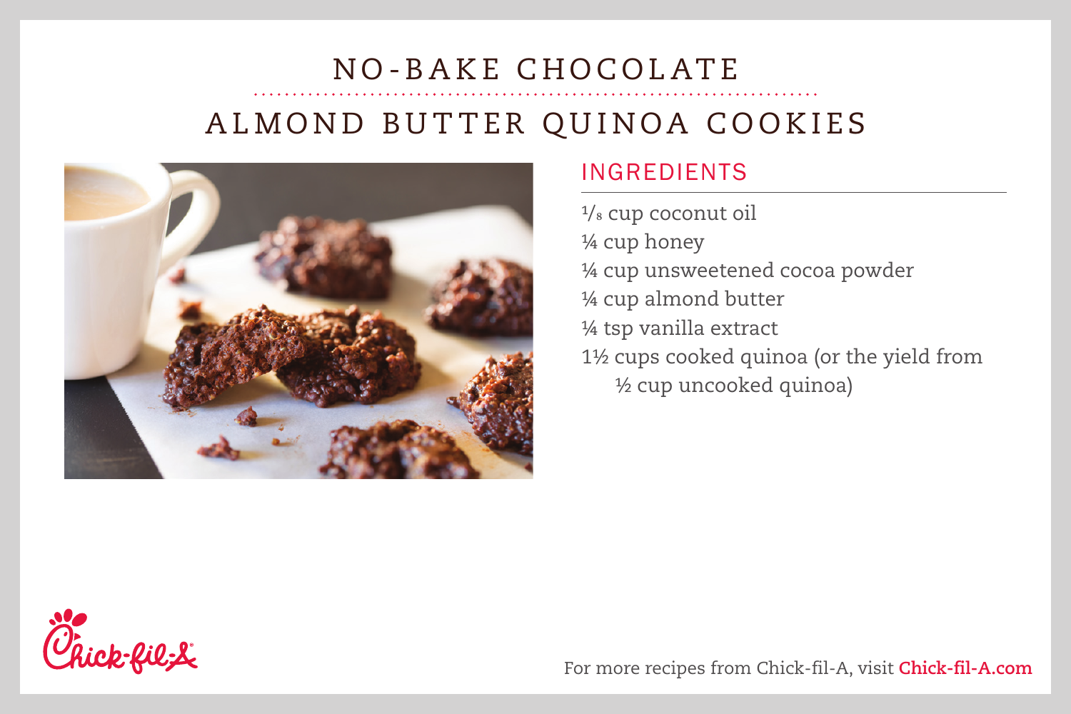# NO-BAKE CHOCOLATE ALMOND BUTTER QUINOA COOKIES

## INGREDIENTS

⅛ cup coconut oil
¼ cup honey
¼ cup unsweetened cocoa powder
¼ cup almond butter
¼ tsp vanilla extract
1½ cups cooked quinoa (or the yield from ½ cup uncooked quinoa)

For more recipes from Chick-fil-A, visit **Chick-fil-A.com**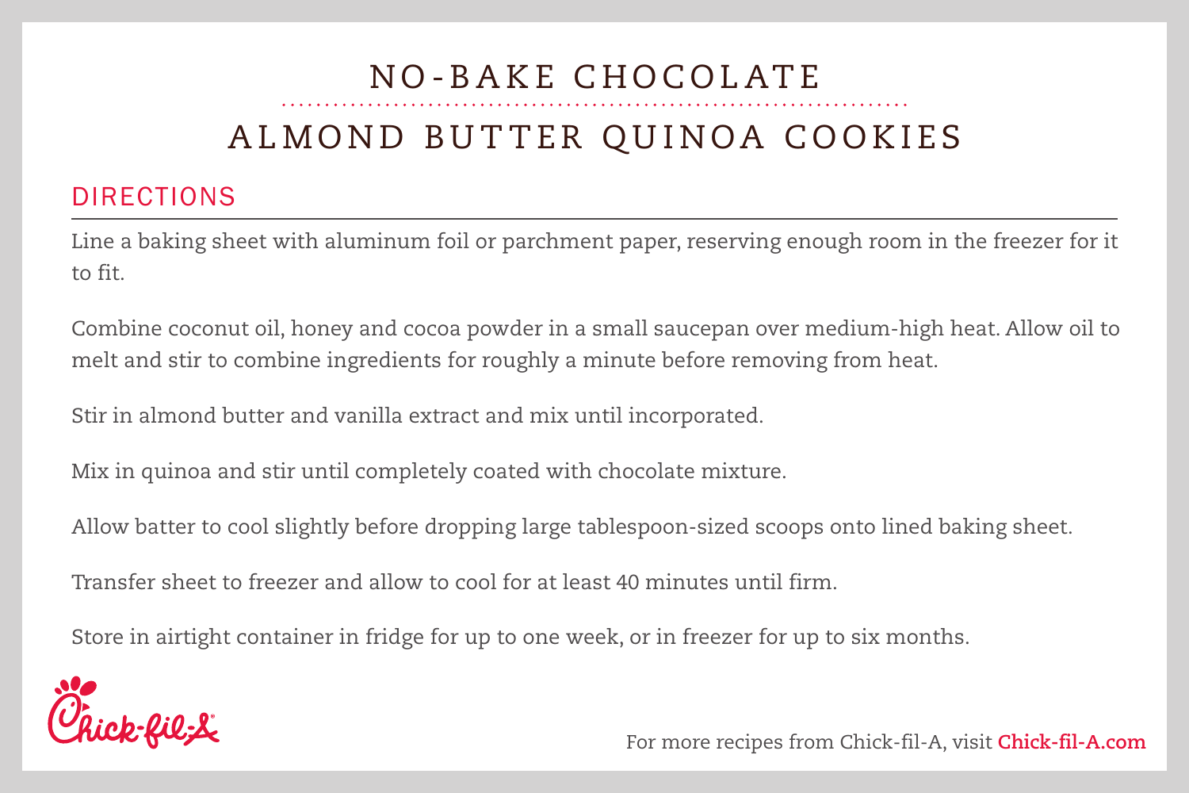# NO-BAKE CHOCOLATE ALMOND BUTTER QUINOA COOKIES

## DIRECTIONS

Line a baking sheet with aluminum foil or parchment paper, reserving enough room in the freezer for it to fit.

Combine coconut oil, honey and cocoa powder in a small saucepan over medium-high heat. Allow oil to melt and stir to combine ingredients for roughly a minute before removing from heat.

Stir in almond butter and vanilla extract and mix until incorporated.

Mix in quinoa and stir until completely coated with chocolate mixture.

Allow batter to cool slightly before dropping large tablespoon-sized scoops onto lined baking sheet.

Transfer sheet to freezer and allow to cool for at least 40 minutes until firm.

Store in airtight container in fridge for up to one week, or in freezer for up to six months.

Chick-fil-A

For more recipes from Chick-fil-A, visit **Chick-fil-A.com**